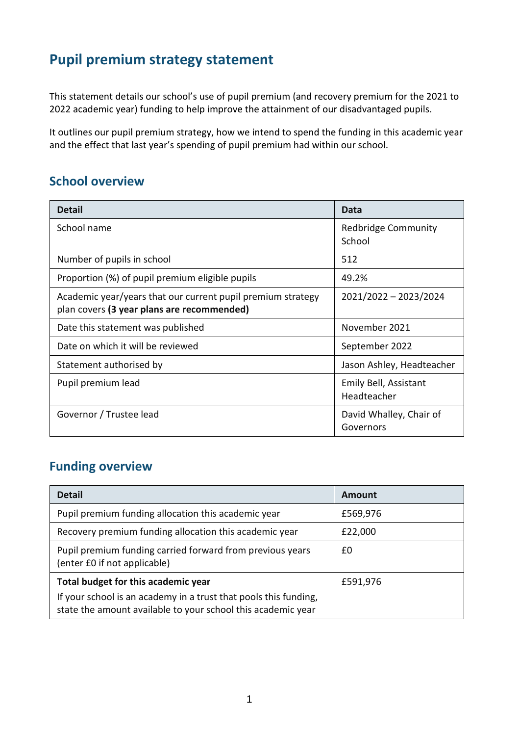# Pupil premium strategy statement

This statement details our school's use of pupil premium (and recovery premium for the 2021 to 2022 academic year) funding to help improve the attainment of our disadvantaged pupils.

It outlines our pupil premium strategy, how we intend to spend the funding in this academic year and the effect that last year's spending of pupil premium had within our school.

## School overview

| Detail | Data |
|---|---|
| School name | Redbridge Community School |
| Number of pupils in school | 512 |
| Proportion (%) of pupil premium eligible pupils | 49.2% |
| Academic year/years that our current pupil premium strategy plan covers **(3 year plans are recommended)** | 2021/2022 – 2023/2024 |
| Date this statement was published | November 2021 |
| Date on which it will be reviewed | September 2022 |
| Statement authorised by | Jason Ashley, Headteacher |
| Pupil premium lead | Emily Bell, Assistant Headteacher |
| Governor / Trustee lead | David Whalley, Chair of Governors |

## Funding overview

| Detail | Amount |
|---|---|
| Pupil premium funding allocation this academic year | £569,976 |
| Recovery premium funding allocation this academic year | £22,000 |
| Pupil premium funding carried forward from previous years (enter £0 if not applicable) | £0 |
| **Total budget for this academic year**<br>If your school is an academy in a trust that pools this funding, state the amount available to your school this academic year | £591,976 |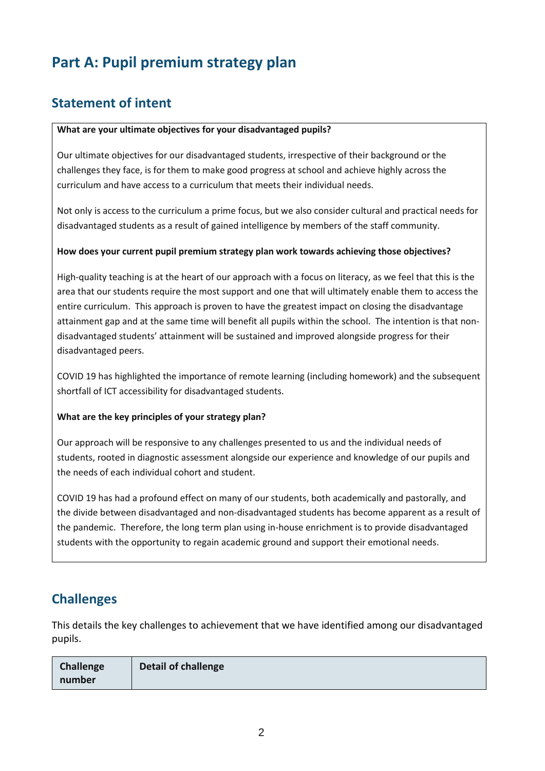# Part A: Pupil premium strategy plan

## Statement of intent

**What are your ultimate objectives for your disadvantaged pupils?**

Our ultimate objectives for our disadvantaged students, irrespective of their background or the challenges they face, is for them to make good progress at school and achieve highly across the curriculum and have access to a curriculum that meets their individual needs.

Not only is access to the curriculum a prime focus, but we also consider cultural and practical needs for disadvantaged students as a result of gained intelligence by members of the staff community.

**How does your current pupil premium strategy plan work towards achieving those objectives?**

High-quality teaching is at the heart of our approach with a focus on literacy, as we feel that this is the area that our students require the most support and one that will ultimately enable them to access the entire curriculum. This approach is proven to have the greatest impact on closing the disadvantage attainment gap and at the same time will benefit all pupils within the school. The intention is that non-disadvantaged students' attainment will be sustained and improved alongside progress for their disadvantaged peers.

COVID 19 has highlighted the importance of remote learning (including homework) and the subsequent shortfall of ICT accessibility for disadvantaged students.

**What are the key principles of your strategy plan?**

Our approach will be responsive to any challenges presented to us and the individual needs of students, rooted in diagnostic assessment alongside our experience and knowledge of our pupils and the needs of each individual cohort and student.

COVID 19 has had a profound effect on many of our students, both academically and pastorally, and the divide between disadvantaged and non-disadvantaged students has become apparent as a result of the pandemic. Therefore, the long term plan using in-house enrichment is to provide disadvantaged students with the opportunity to regain academic ground and support their emotional needs.

## Challenges

This details the key challenges to achievement that we have identified among our disadvantaged pupils.

| Challenge number | Detail of challenge |
|---|---|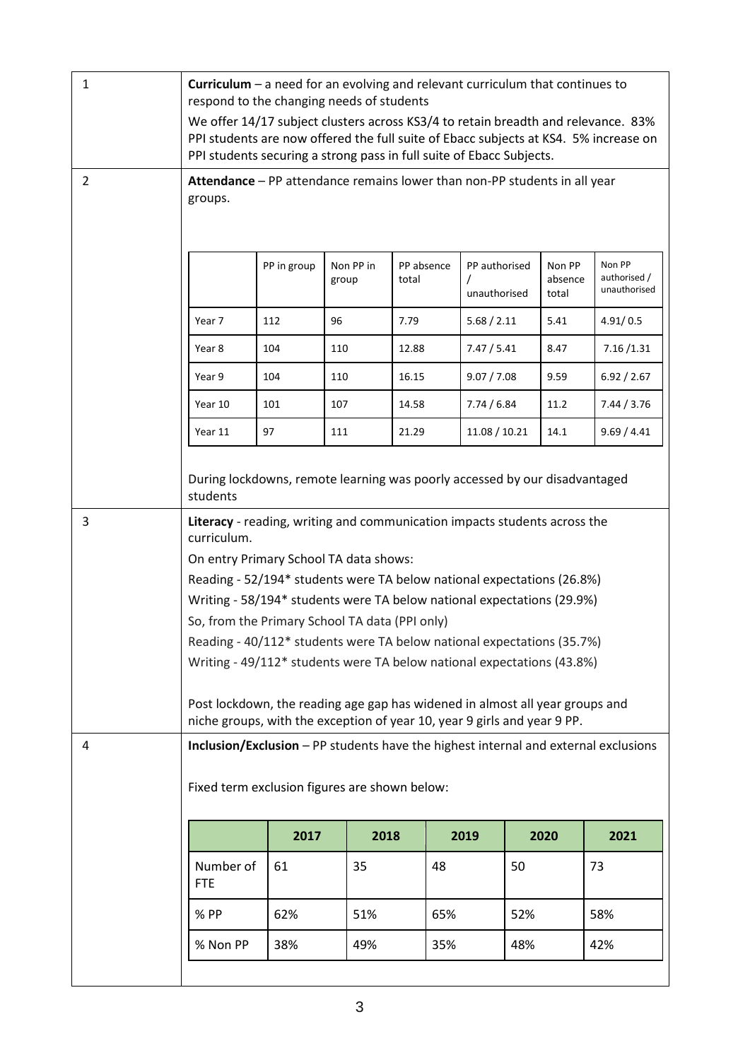| | |
|---|---|
| 1 | **Curriculum** – a need for an evolving and relevant curriculum that continues to respond to the changing needs of students<br>We offer 14/17 subject clusters across KS3/4 to retain breadth and relevance. 83% PPI students are now offered the full suite of Ebacc subjects at KS4. 5% increase on PPI students securing a strong pass in full suite of Ebacc Subjects. |
| 2 | **Attendance** – PP attendance remains lower than non-PP students in all year groups.<br>(see attendance table below)<br>During lockdowns, remote learning was poorly accessed by our disadvantaged students |
| 3 | **Literacy** - reading, writing and communication impacts students across the curriculum.<br>On entry Primary School TA data shows:<br>Reading - 52/194* students were TA below national expectations (26.8%)<br>Writing - 58/194* students were TA below national expectations (29.9%)<br>So, from the Primary School TA data (PPI only)<br>Reading - 40/112* students were TA below national expectations (35.7%)<br>Writing - 49/112* students were TA below national expectations (43.8%)<br><br>Post lockdown, the reading age gap has widened in almost all year groups and niche groups, with the exception of year 10, year 9 girls and year 9 PP. |
| 4 | **Inclusion/Exclusion** – PP students have the highest internal and external exclusions<br><br>Fixed term exclusion figures are shown below:<br>(see exclusion table below) |

**Attendance (item 2):**

| | PP in group | Non PP in group | PP absence total | PP authorised / unauthorised | Non PP absence total | Non PP authorised / unauthorised |
|---|---|---|---|---|---|---|
| Year 7 | 112 | 96 | 7.79 | 5.68 / 2.11 | 5.41 | 4.91/ 0.5 |
| Year 8 | 104 | 110 | 12.88 | 7.47 / 5.41 | 8.47 | 7.16 /1.31 |
| Year 9 | 104 | 110 | 16.15 | 9.07 / 7.08 | 9.59 | 6.92 / 2.67 |
| Year 10 | 101 | 107 | 14.58 | 7.74 / 6.84 | 11.2 | 7.44 / 3.76 |
| Year 11 | 97 | 111 | 21.29 | 11.08 / 10.21 | 14.1 | 9.69 / 4.41 |

**Fixed term exclusions (item 4):**

| | 2017 | 2018 | 2019 | 2020 | 2021 |
|---|---|---|---|---|---|
| Number of FTE | 61 | 35 | 48 | 50 | 73 |
| % PP | 62% | 51% | 65% | 52% | 58% |
| % Non PP | 38% | 49% | 35% | 48% | 42% |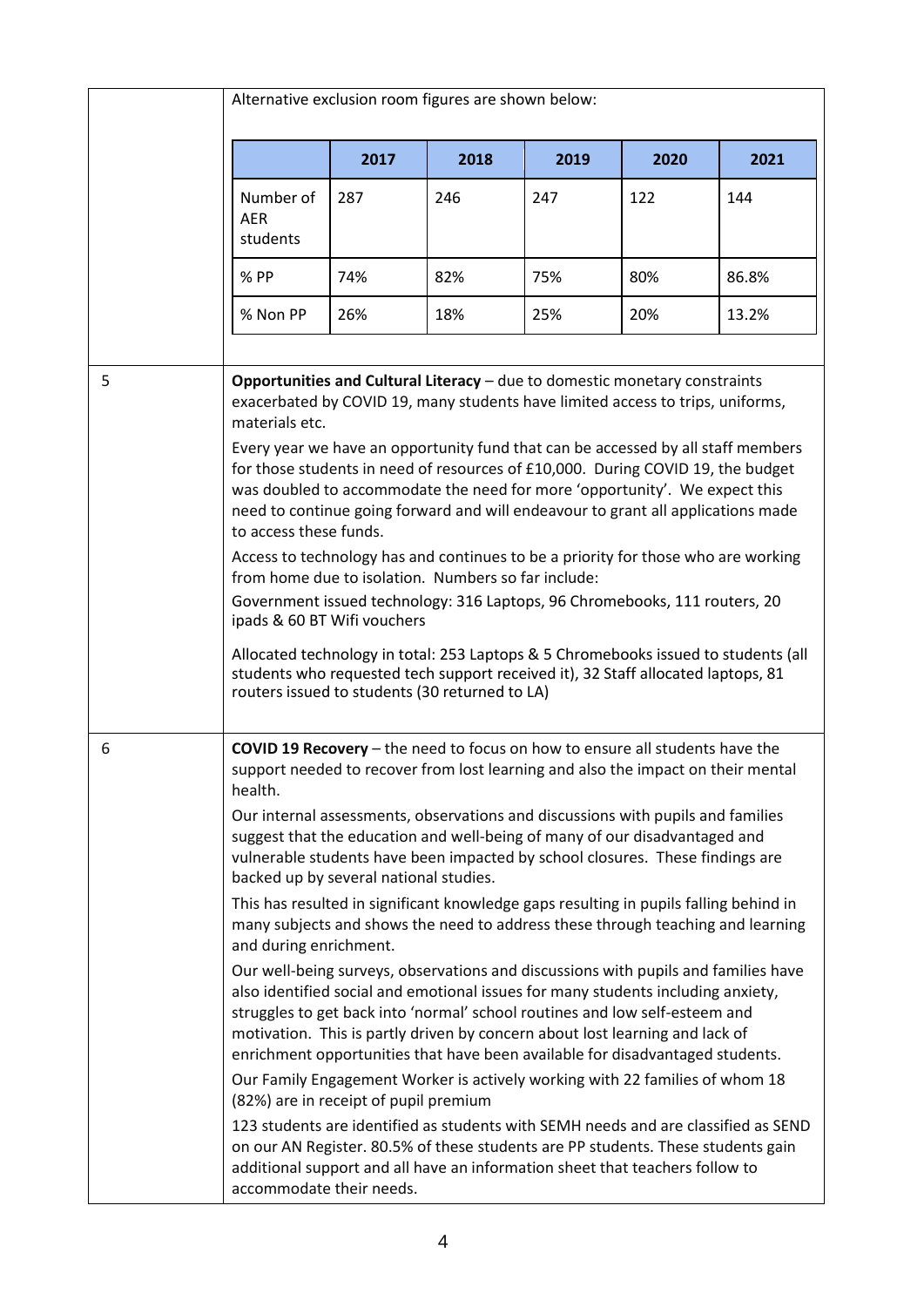| | |
|---|---|
| | Alternative exclusion room figures are shown below:<br><br>\| \| 2017 \| 2018 \| 2019 \| 2020 \| 2021 \|<br>\|---\|---\|---\|---\|---\|---\|<br>\| Number of AER students \| 287 \| 246 \| 247 \| 122 \| 144 \|<br>\| % PP \| 74% \| 82% \| 75% \| 80% \| 86.8% \|<br>\| % Non PP \| 26% \| 18% \| 25% \| 20% \| 13.2% \| |
| 5 | **Opportunities and Cultural Literacy** – due to domestic monetary constraints exacerbated by COVID 19, many students have limited access to trips, uniforms, materials etc.<br><br>Every year we have an opportunity fund that can be accessed by all staff members for those students in need of resources of £10,000. During COVID 19, the budget was doubled to accommodate the need for more 'opportunity'. We expect this need to continue going forward and will endeavour to grant all applications made to access these funds.<br><br>Access to technology has and continues to be a priority for those who are working from home due to isolation. Numbers so far include:<br><br>Government issued technology: 316 Laptops, 96 Chromebooks, 111 routers, 20 ipads & 60 BT Wifi vouchers<br><br>Allocated technology in total: 253 Laptops & 5 Chromebooks issued to students (all students who requested tech support received it), 32 Staff allocated laptops, 81 routers issued to students (30 returned to LA) |
| 6 | **COVID 19 Recovery** – the need to focus on how to ensure all students have the support needed to recover from lost learning and also the impact on their mental health.<br><br>Our internal assessments, observations and discussions with pupils and families suggest that the education and well-being of many of our disadvantaged and vulnerable students have been impacted by school closures. These findings are backed up by several national studies.<br><br>This has resulted in significant knowledge gaps resulting in pupils falling behind in many subjects and shows the need to address these through teaching and learning and during enrichment.<br><br>Our well-being surveys, observations and discussions with pupils and families have also identified social and emotional issues for many students including anxiety, struggles to get back into 'normal' school routines and low self-esteem and motivation. This is partly driven by concern about lost learning and lack of enrichment opportunities that have been available for disadvantaged students.<br><br>Our Family Engagement Worker is actively working with 22 families of whom 18 (82%) are in receipt of pupil premium<br><br>123 students are identified as students with SEMH needs and are classified as SEND on our AN Register. 80.5% of these students are PP students. These students gain additional support and all have an information sheet that teachers follow to accommodate their needs. |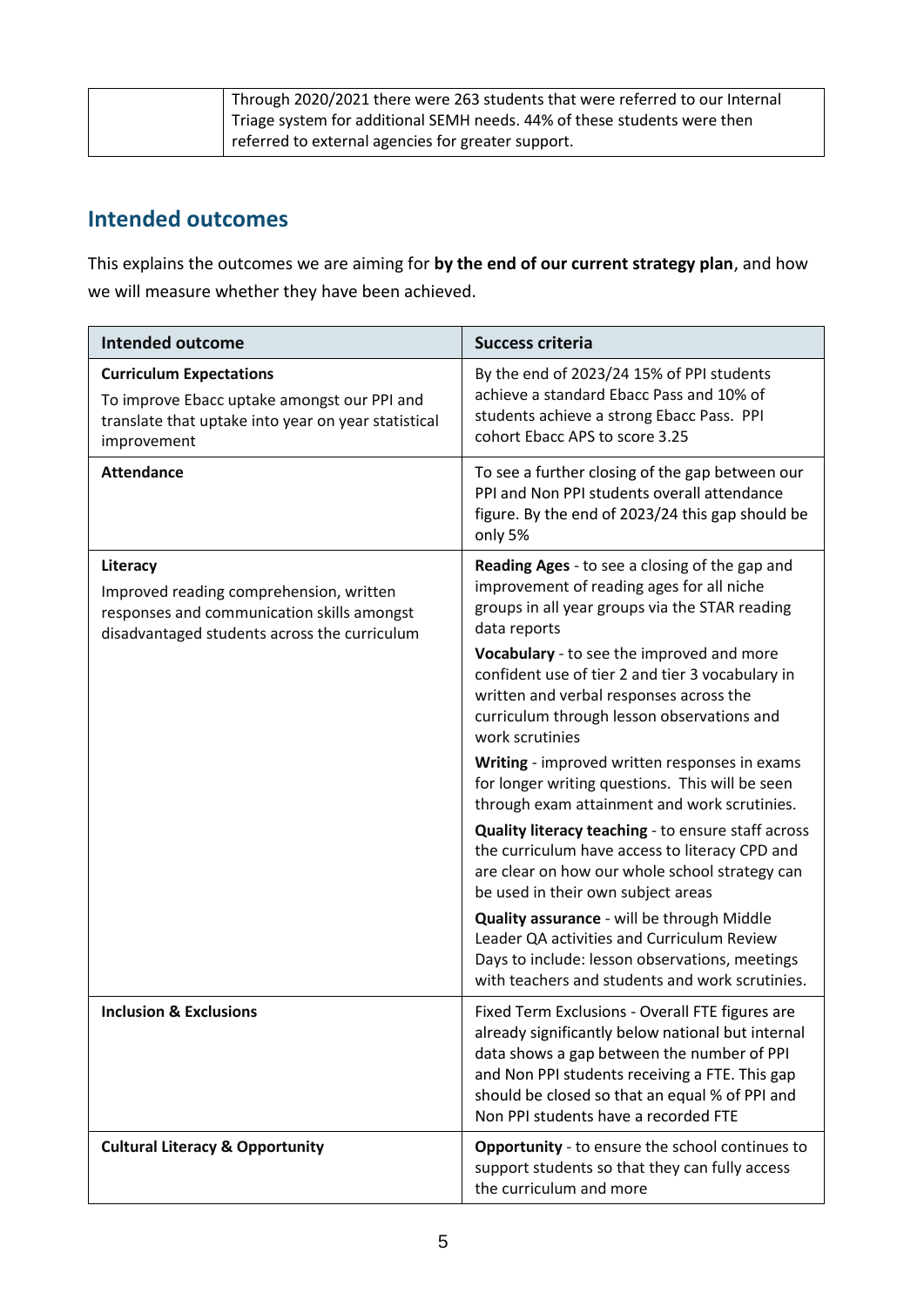| | |
|---|---|
| | Through 2020/2021 there were 263 students that were referred to our Internal Triage system for additional SEMH needs. 44% of these students were then referred to external agencies for greater support. |

## Intended outcomes

This explains the outcomes we are aiming for **by the end of our current strategy plan**, and how we will measure whether they have been achieved.

| Intended outcome | Success criteria |
|---|---|
| **Curriculum Expectations**<br>To improve Ebacc uptake amongst our PPI and translate that uptake into year on year statistical improvement | By the end of 2023/24 15% of PPI students achieve a standard Ebacc Pass and 10% of students achieve a strong Ebacc Pass. PPI cohort Ebacc APS to score 3.25 |
| **Attendance** | To see a further closing of the gap between our PPI and Non PPI students overall attendance figure. By the end of 2023/24 this gap should be only 5% |
| **Literacy**<br>Improved reading comprehension, written responses and communication skills amongst disadvantaged students across the curriculum | **Reading Ages** - to see a closing of the gap and improvement of reading ages for all niche groups in all year groups via the STAR reading data reports<br>**Vocabulary** - to see the improved and more confident use of tier 2 and tier 3 vocabulary in written and verbal responses across the curriculum through lesson observations and work scrutinies<br>**Writing** - improved written responses in exams for longer writing questions. This will be seen through exam attainment and work scrutinies.<br>**Quality literacy teaching** - to ensure staff across the curriculum have access to literacy CPD and are clear on how our whole school strategy can be used in their own subject areas<br>**Quality assurance** - will be through Middle Leader QA activities and Curriculum Review Days to include: lesson observations, meetings with teachers and students and work scrutinies. |
| **Inclusion & Exclusions** | Fixed Term Exclusions - Overall FTE figures are already significantly below national but internal data shows a gap between the number of PPI and Non PPI students receiving a FTE. This gap should be closed so that an equal % of PPI and Non PPI students have a recorded FTE |
| **Cultural Literacy & Opportunity** | **Opportunity** - to ensure the school continues to support students so that they can fully access the curriculum and more |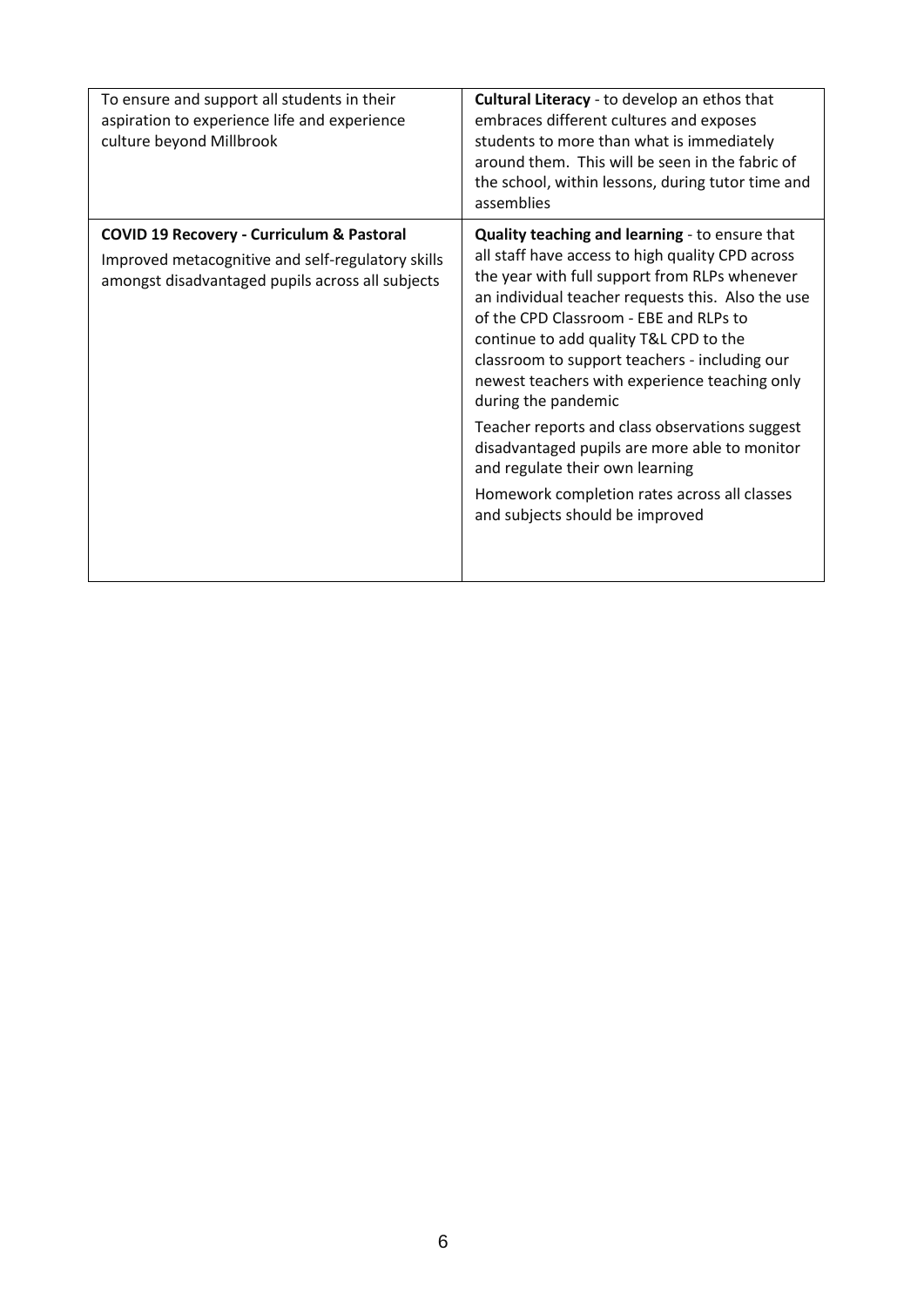| | |
|---|---|
| To ensure and support all students in their aspiration to experience life and experience culture beyond Millbrook | **Cultural Literacy** - to develop an ethos that embraces different cultures and exposes students to more than what is immediately around them. This will be seen in the fabric of the school, within lessons, during tutor time and assemblies |
| **COVID 19 Recovery - Curriculum & Pastoral**<br><br>Improved metacognitive and self-regulatory skills amongst disadvantaged pupils across all subjects | **Quality teaching and learning** - to ensure that all staff have access to high quality CPD across the year with full support from RLPs whenever an individual teacher requests this. Also the use of the CPD Classroom - EBE and RLPs to continue to add quality T&L CPD to the classroom to support teachers - including our newest teachers with experience teaching only during the pandemic<br><br>Teacher reports and class observations suggest disadvantaged pupils are more able to monitor and regulate their own learning<br><br>Homework completion rates across all classes and subjects should be improved |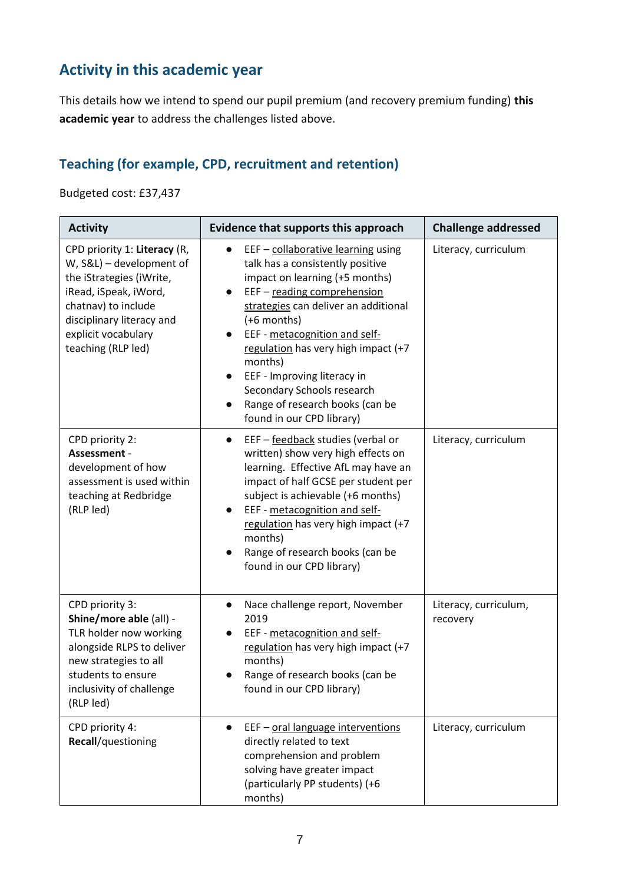## Activity in this academic year

This details how we intend to spend our pupil premium (and recovery premium funding) **this academic year** to address the challenges listed above.

### Teaching (for example, CPD, recruitment and retention)

Budgeted cost: £37,437

| Activity | Evidence that supports this approach | Challenge addressed |
|---|---|---|
| CPD priority 1: **Literacy** (R, W, S&L) – development of the iStrategies (iWrite, iRead, iSpeak, iWord, chatnav) to include disciplinary literacy and explicit vocabulary teaching (RLP led) | • EEF – collaborative learning using talk has a consistently positive impact on learning (+5 months)<br>• EEF – reading comprehension strategies can deliver an additional (+6 months)<br>• EEF - metacognition and self-regulation has very high impact (+7 months)<br>• EEF - Improving literacy in Secondary Schools research<br>• Range of research books (can be found in our CPD library) | Literacy, curriculum |
| CPD priority 2: **Assessment** - development of how assessment is used within teaching at Redbridge (RLP led) | • EEF – feedback studies (verbal or written) show very high effects on learning. Effective AfL may have an impact of half GCSE per student per subject is achievable (+6 months)<br>• EEF - metacognition and self-regulation has very high impact (+7 months)<br>• Range of research books (can be found in our CPD library) | Literacy, curriculum |
| CPD priority 3: **Shine/more able** (all) - TLR holder now working alongside RLPS to deliver new strategies to all students to ensure inclusivity of challenge (RLP led) | • Nace challenge report, November 2019<br>• EEF - metacognition and self-regulation has very high impact (+7 months)<br>• Range of research books (can be found in our CPD library) | Literacy, curriculum, recovery |
| CPD priority 4: **Recall**/questioning | • EEF – oral language interventions directly related to text comprehension and problem solving have greater impact (particularly PP students) (+6 months) | Literacy, curriculum |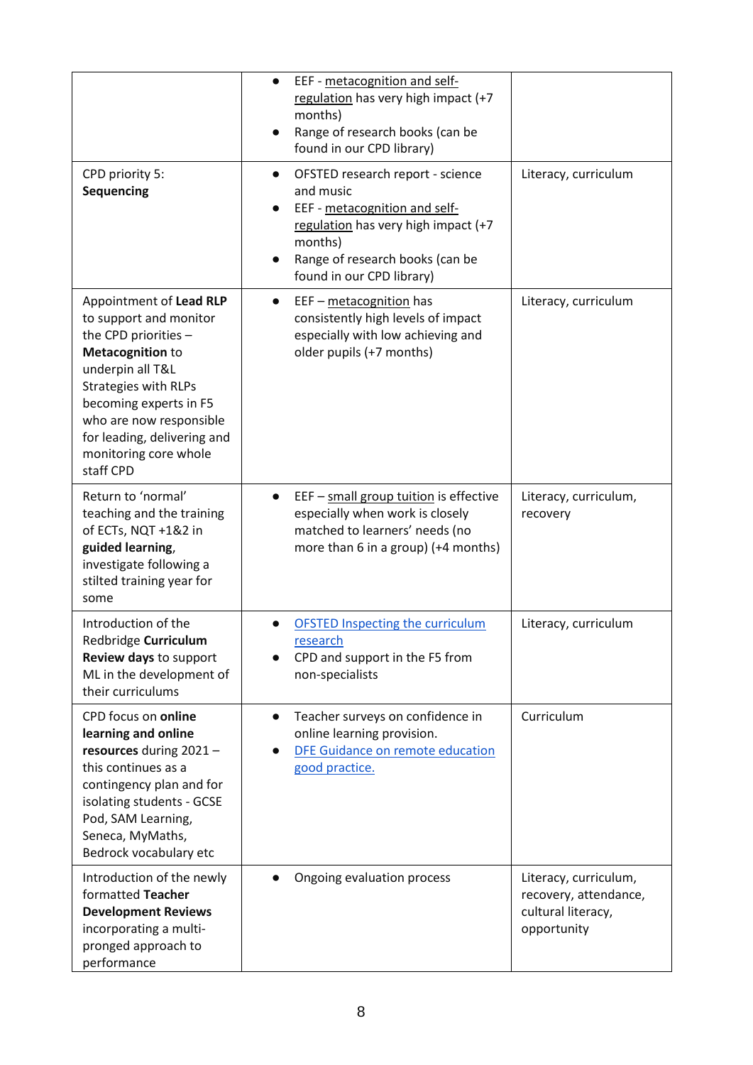| | | |
|---|---|---|
| | • EEF - metacognition and self-regulation has very high impact (+7 months)<br>• Range of research books (can be found in our CPD library) | |
| CPD priority 5:<br>**Sequencing** | • OFSTED research report - science and music<br>• EEF - metacognition and self-regulation has very high impact (+7 months)<br>• Range of research books (can be found in our CPD library) | Literacy, curriculum |
| Appointment of **Lead RLP** to support and monitor the CPD priorities – **Metacognition** to underpin all T&L Strategies with RLPs becoming experts in F5 who are now responsible for leading, delivering and monitoring core whole staff CPD | • EEF – metacognition has consistently high levels of impact especially with low achieving and older pupils (+7 months) | Literacy, curriculum |
| Return to 'normal' teaching and the training of ECTs, NQT +1&2 in **guided learning**, investigate following a stilted training year for some | • EEF – small group tuition is effective especially when work is closely matched to learners' needs (no more than 6 in a group) (+4 months) | Literacy, curriculum, recovery |
| Introduction of the Redbridge **Curriculum Review days** to support ML in the development of their curriculums | • OFSTED Inspecting the curriculum research<br>• CPD and support in the F5 from non-specialists | Literacy, curriculum |
| CPD focus on **online learning and online resources** during 2021 – this continues as a contingency plan and for isolating students - GCSE Pod, SAM Learning, Seneca, MyMaths, Bedrock vocabulary etc | • Teacher surveys on confidence in online learning provision.<br>• DFE Guidance on remote education good practice. | Curriculum |
| Introduction of the newly formatted **Teacher Development Reviews** incorporating a multi-pronged approach to performance | • Ongoing evaluation process | Literacy, curriculum, recovery, attendance, cultural literacy, opportunity |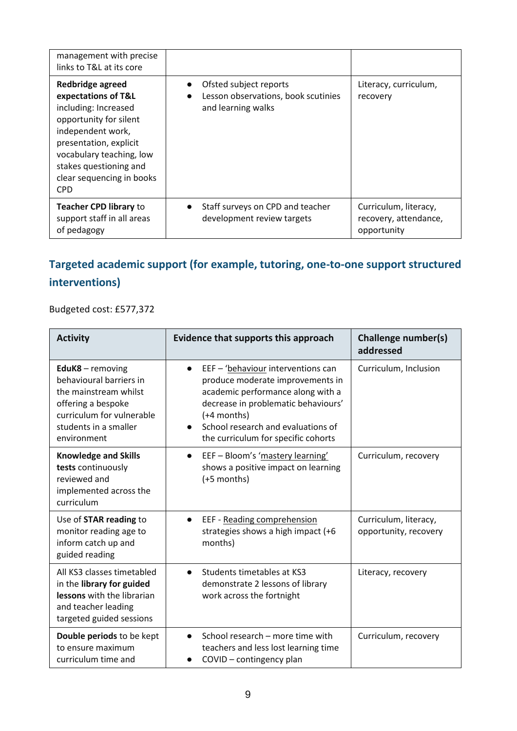| | | |
|---|---|---|
| management with precise links to T&L at its core | | |
| **Redbridge agreed expectations of T&L** including: Increased opportunity for silent independent work, presentation, explicit vocabulary teaching, low stakes questioning and clear sequencing in books CPD | • Ofsted subject reports<br>• Lesson observations, book scutinies and learning walks | Literacy, curriculum, recovery |
| **Teacher CPD library** to support staff in all areas of pedagogy | • Staff surveys on CPD and teacher development review targets | Curriculum, literacy, recovery, attendance, opportunity |

## Targeted academic support (for example, tutoring, one-to-one support structured interventions)

Budgeted cost: £577,372

| Activity | Evidence that supports this approach | Challenge number(s) addressed |
|---|---|---|
| **EduK8** – removing behavioural barriers in the mainstream whilst offering a bespoke curriculum for vulnerable students in a smaller environment | • EEF – 'behaviour interventions can produce moderate improvements in academic performance along with a decrease in problematic behaviours' (+4 months)<br>• School research and evaluations of the curriculum for specific cohorts | Curriculum, Inclusion |
| **Knowledge and Skills tests** continuously reviewed and implemented across the curriculum | • EEF – Bloom's 'mastery learning' shows a positive impact on learning (+5 months) | Curriculum, recovery |
| Use of **STAR reading** to monitor reading age to inform catch up and guided reading | • EEF - Reading comprehension strategies shows a high impact (+6 months) | Curriculum, literacy, opportunity, recovery |
| All KS3 classes timetabled in the **library for guided lessons** with the librarian and teacher leading targeted guided sessions | • Students timetables at KS3 demonstrate 2 lessons of library work across the fortnight | Literacy, recovery |
| **Double periods** to be kept to ensure maximum curriculum time and | • School research – more time with teachers and less lost learning time<br>• COVID – contingency plan | Curriculum, recovery |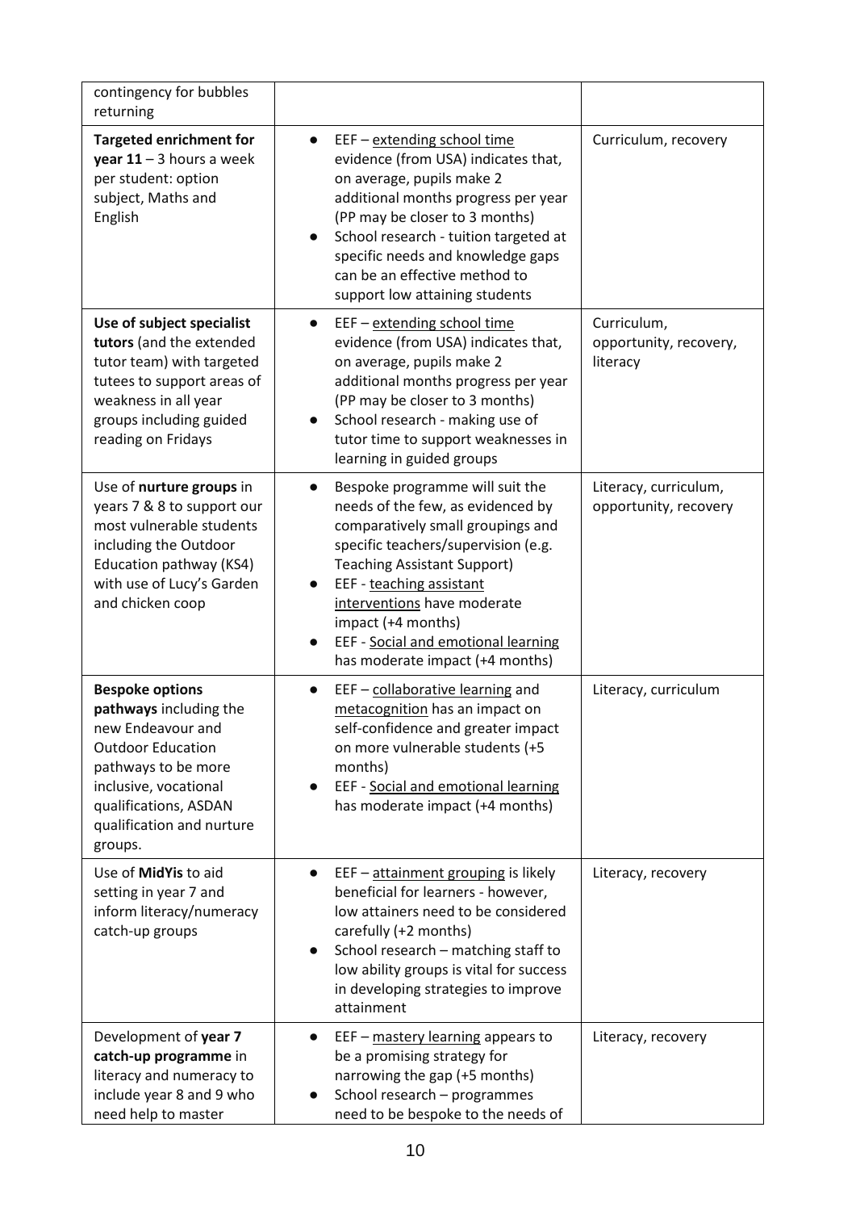| | | |
|---|---|---|
| contingency for bubbles returning | | |
| **Targeted enrichment for year 11** – 3 hours a week per student: option subject, Maths and English | ● EEF – extending school time evidence (from USA) indicates that, on average, pupils make 2 additional months progress per year (PP may be closer to 3 months)<br>● School research - tuition targeted at specific needs and knowledge gaps can be an effective method to support low attaining students | Curriculum, recovery |
| Use of **subject specialist tutors** (and the extended tutor team) with targeted tutees to support areas of weakness in all year groups including guided reading on Fridays | ● EEF – extending school time evidence (from USA) indicates that, on average, pupils make 2 additional months progress per year (PP may be closer to 3 months)<br>● School research - making use of tutor time to support weaknesses in learning in guided groups | Curriculum, opportunity, recovery, literacy |
| Use of **nurture groups** in years 7 & 8 to support our most vulnerable students including the Outdoor Education pathway (KS4) with use of Lucy's Garden and chicken coop | ● Bespoke programme will suit the needs of the few, as evidenced by comparatively small groupings and specific teachers/supervision (e.g. Teaching Assistant Support)<br>● EEF - teaching assistant interventions have moderate impact (+4 months)<br>● EEF - Social and emotional learning has moderate impact (+4 months) | Literacy, curriculum, opportunity, recovery |
| **Bespoke options pathways** including the new Endeavour and Outdoor Education pathways to be more inclusive, vocational qualifications, ASDAN qualification and nurture groups. | ● EEF – collaborative learning and metacognition has an impact on self-confidence and greater impact on more vulnerable students (+5 months)<br>● EEF - Social and emotional learning has moderate impact (+4 months) | Literacy, curriculum |
| Use of **MidYis** to aid setting in year 7 and inform literacy/numeracy catch-up groups | ● EEF – attainment grouping is likely beneficial for learners - however, low attainers need to be considered carefully (+2 months)<br>● School research – matching staff to low ability groups is vital for success in developing strategies to improve attainment | Literacy, recovery |
| Development of **year 7 catch-up programme** in literacy and numeracy to include year 8 and 9 who need help to master | ● EEF – mastery learning appears to be a promising strategy for narrowing the gap (+5 months)<br>● School research – programmes need to be bespoke to the needs of | Literacy, recovery |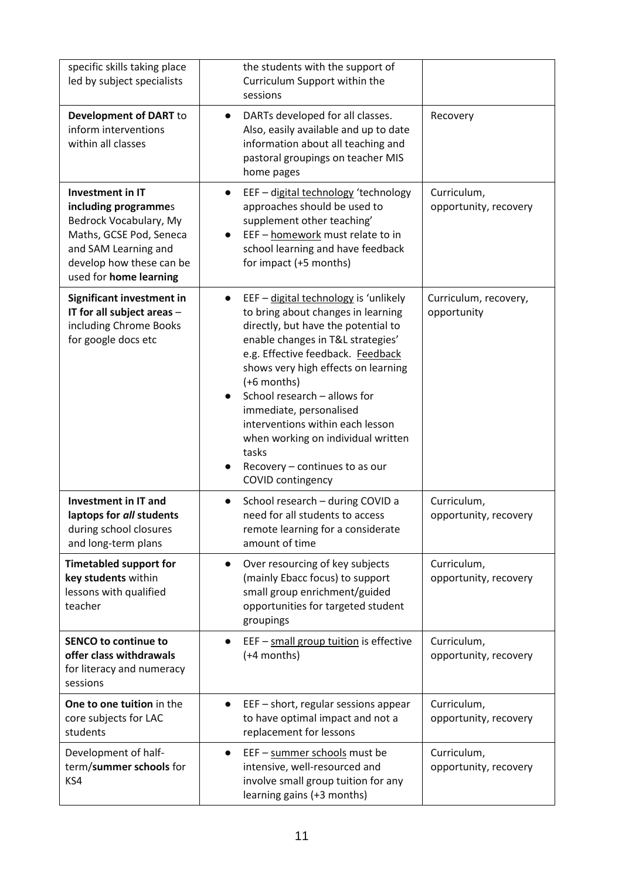| | | |
|---|---|---|
| specific skills taking place led by subject specialists | the students with the support of Curriculum Support within the sessions | |
| **Development of DART** to inform interventions within all classes | • DARTs developed for all classes. Also, easily available and up to date information about all teaching and pastoral groupings on teacher MIS home pages | Recovery |
| **Investment in IT including programme**s Bedrock Vocabulary, My Maths, GCSE Pod, Seneca and SAM Learning and develop how these can be used for **home learning** | • EEF – digital technology 'technology approaches should be used to supplement other teaching'<br>• EEF – homework must relate to in school learning and have feedback for impact (+5 months) | Curriculum, opportunity, recovery |
| **Significant investment in IT for all subject areas** – including Chrome Books for google docs etc | • EEF – digital technology is 'unlikely to bring about changes in learning directly, but have the potential to enable changes in T&L strategies' e.g. Effective feedback. Feedback shows very high effects on learning (+6 months)<br>• School research – allows for immediate, personalised interventions within each lesson when working on individual written tasks<br>• Recovery – continues to as our COVID contingency | Curriculum, recovery, opportunity |
| **Investment in IT and laptops for *all* students** during school closures and long-term plans | • School research – during COVID a need for all students to access remote learning for a considerate amount of time | Curriculum, opportunity, recovery |
| **Timetabled support for key students** within lessons with qualified teacher | • Over resourcing of key subjects (mainly Ebacc focus) to support small group enrichment/guided opportunities for targeted student groupings | Curriculum, opportunity, recovery |
| **SENCO to continue to offer class withdrawals** for literacy and numeracy sessions | • EEF – small group tuition is effective (+4 months) | Curriculum, opportunity, recovery |
| **One to one tuition** in the core subjects for LAC students | • EEF – short, regular sessions appear to have optimal impact and not a replacement for lessons | Curriculum, opportunity, recovery |
| Development of half-term/**summer schools** for KS4 | • EEF – summer schools must be intensive, well-resourced and involve small group tuition for any learning gains (+3 months) | Curriculum, opportunity, recovery |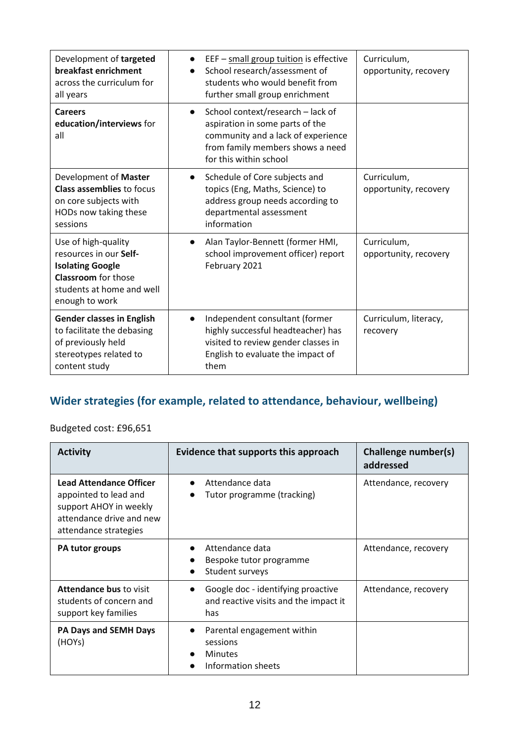| | | |
|---|---|---|
| Development of **targeted breakfast enrichment** across the curriculum for all years | • EEF – small group tuition is effective<br>• School research/assessment of students who would benefit from further small group enrichment | Curriculum, opportunity, recovery |
| **Careers education/interviews** for all | • School context/research – lack of aspiration in some parts of the community and a lack of experience from family members shows a need for this within school | |
| Development of **Master Class assemblies** to focus on core subjects with HODs now taking these sessions | • Schedule of Core subjects and topics (Eng, Maths, Science) to address group needs according to departmental assessment information | Curriculum, opportunity, recovery |
| Use of high-quality resources in our **Self-Isolating Google Classroom** for those students at home and well enough to work | • Alan Taylor-Bennett (former HMI, school improvement officer) report February 2021 | Curriculum, opportunity, recovery |
| **Gender classes in English** to facilitate the debasing of previously held stereotypes related to content study | • Independent consultant (former highly successful headteacher) has visited to review gender classes in English to evaluate the impact of them | Curriculum, literacy, recovery |

## Wider strategies (for example, related to attendance, behaviour, wellbeing)

Budgeted cost: £96,651

| Activity | Evidence that supports this approach | Challenge number(s) addressed |
|---|---|---|
| **Lead Attendance Officer** appointed to lead and support AHOY in weekly attendance drive and new attendance strategies | • Attendance data<br>• Tutor programme (tracking) | Attendance, recovery |
| **PA tutor groups** | • Attendance data<br>• Bespoke tutor programme<br>• Student surveys | Attendance, recovery |
| **Attendance bus** to visit students of concern and support key families | • Google doc - identifying proactive and reactive visits and the impact it has | Attendance, recovery |
| **PA Days and SEMH Days** (HOYs) | • Parental engagement within sessions<br>• Minutes<br>• Information sheets | |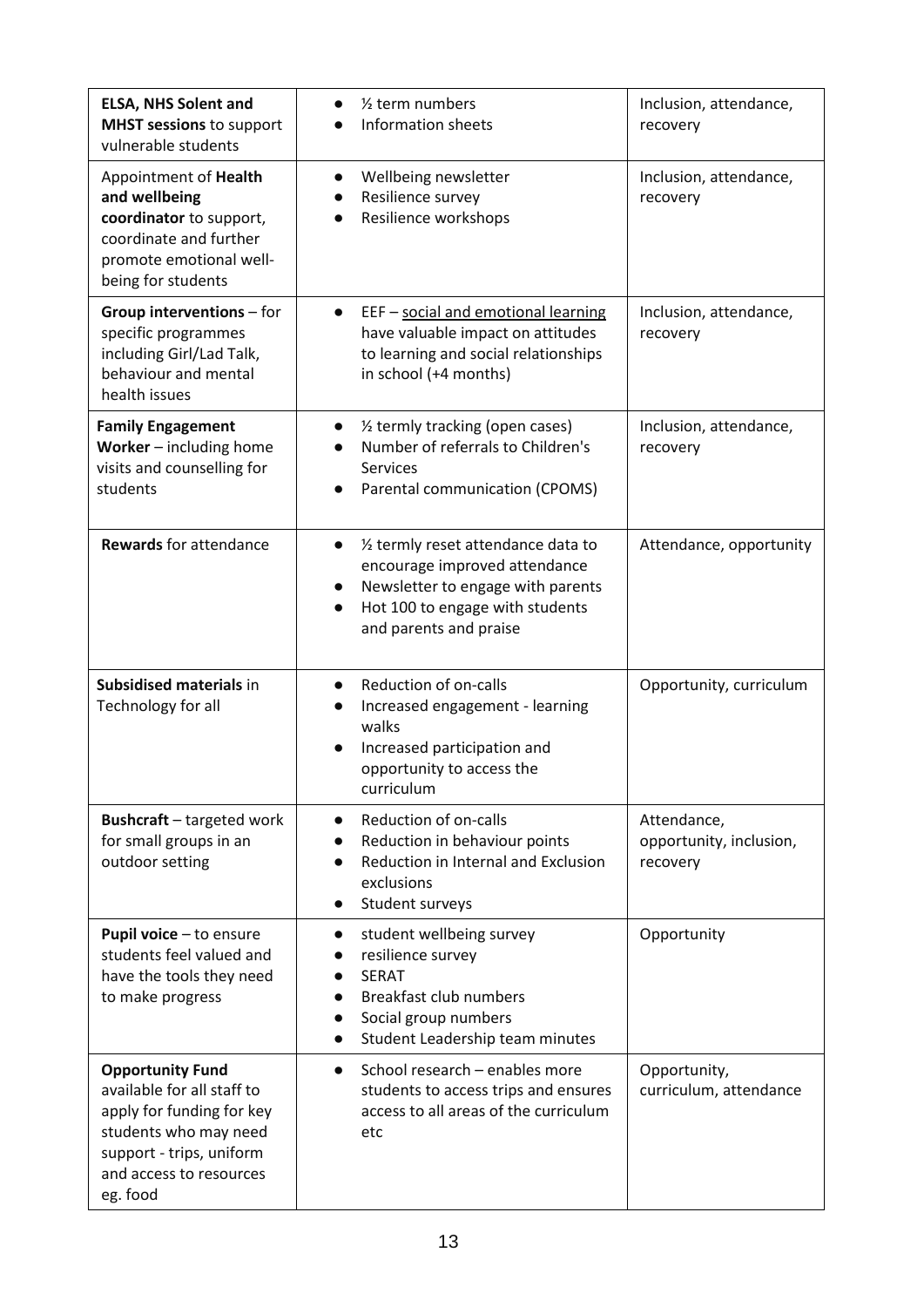| | | |
|---|---|---|
| **ELSA, NHS Solent and MHST sessions** to support vulnerable students | • ½ term numbers<br>• Information sheets | Inclusion, attendance, recovery |
| Appointment of **Health and wellbeing coordinator** to support, coordinate and further promote emotional well-being for students | • Wellbeing newsletter<br>• Resilience survey<br>• Resilience workshops | Inclusion, attendance, recovery |
| **Group interventions** – for specific programmes including Girl/Lad Talk, behaviour and mental health issues | • EEF – social and emotional learning have valuable impact on attitudes to learning and social relationships in school (+4 months) | Inclusion, attendance, recovery |
| **Family Engagement Worker** – including home visits and counselling for students | • ½ termly tracking (open cases)<br>• Number of referrals to Children's Services<br>• Parental communication (CPOMS) | Inclusion, attendance, recovery |
| **Rewards** for attendance | • ½ termly reset attendance data to encourage improved attendance<br>• Newsletter to engage with parents<br>• Hot 100 to engage with students and parents and praise | Attendance, opportunity |
| **Subsidised materials** in Technology for all | • Reduction of on-calls<br>• Increased engagement - learning walks<br>• Increased participation and opportunity to access the curriculum | Opportunity, curriculum |
| **Bushcraft** – targeted work for small groups in an outdoor setting | • Reduction of on-calls<br>• Reduction in behaviour points<br>• Reduction in Internal and Exclusion exclusions<br>• Student surveys | Attendance, opportunity, inclusion, recovery |
| **Pupil voice** – to ensure students feel valued and have the tools they need to make progress | • student wellbeing survey<br>• resilience survey<br>• SERAT<br>• Breakfast club numbers<br>• Social group numbers<br>• Student Leadership team minutes | Opportunity |
| **Opportunity Fund** available for all staff to apply for funding for key students who may need support - trips, uniform and access to resources eg. food | • School research – enables more students to access trips and ensures access to all areas of the curriculum etc | Opportunity, curriculum, attendance |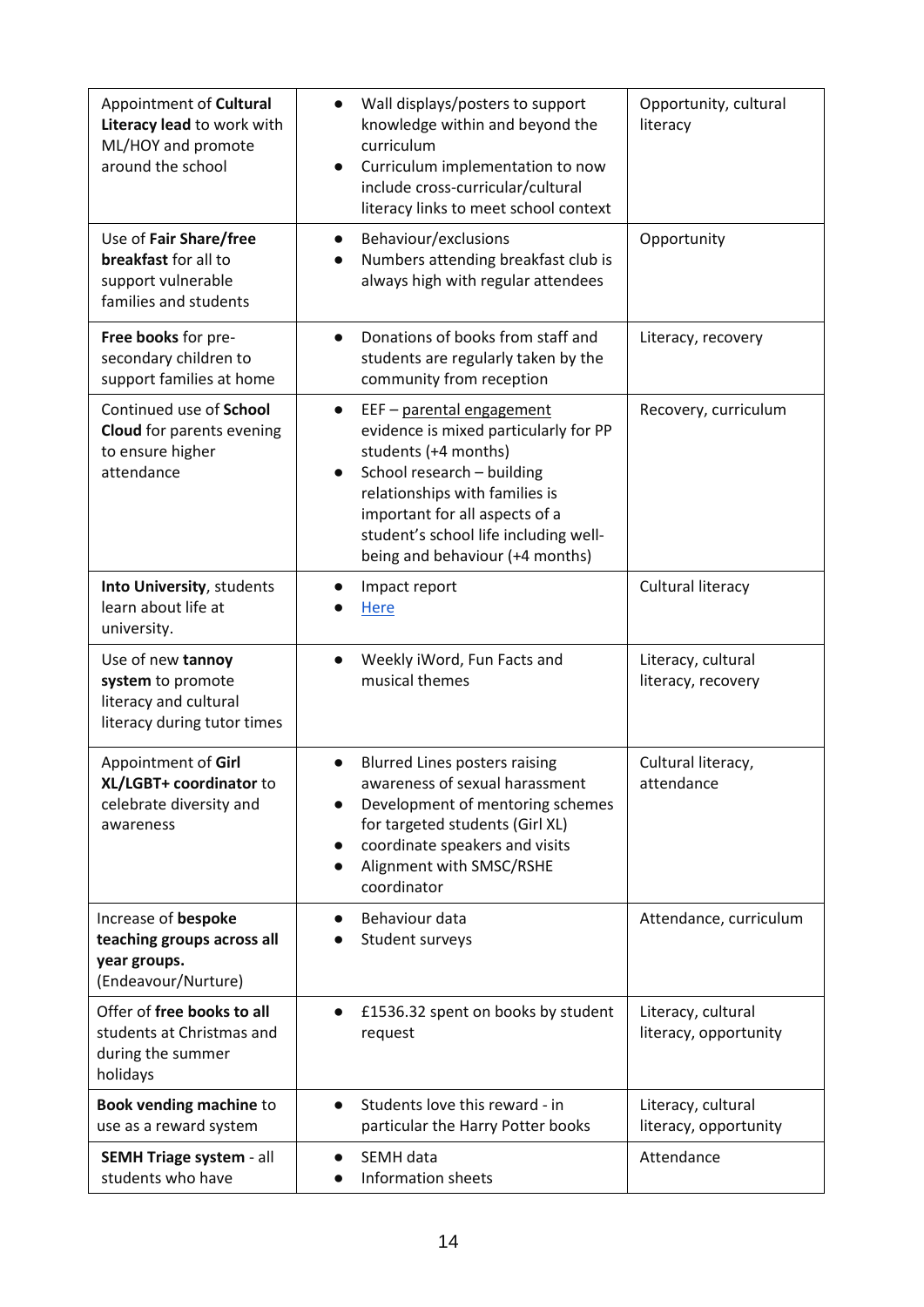| | | |
|---|---|---|
| Appointment of **Cultural Literacy lead** to work with ML/HOY and promote around the school | • Wall displays/posters to support knowledge within and beyond the curriculum<br>• Curriculum implementation to now include cross-curricular/cultural literacy links to meet school context | Opportunity, cultural literacy |
| Use of **Fair Share/free breakfast** for all to support vulnerable families and students | • Behaviour/exclusions<br>• Numbers attending breakfast club is always high with regular attendees | Opportunity |
| **Free books** for pre-secondary children to support families at home | • Donations of books from staff and students are regularly taken by the community from reception | Literacy, recovery |
| Continued use of **School Cloud** for parents evening to ensure higher attendance | • EEF – parental engagement evidence is mixed particularly for PP students (+4 months)<br>• School research – building relationships with families is important for all aspects of a student's school life including well-being and behaviour (+4 months) | Recovery, curriculum |
| **Into University**, students learn about life at university. | • Impact report<br>• Here | Cultural literacy |
| Use of new **tannoy system** to promote literacy and cultural literacy during tutor times | • Weekly iWord, Fun Facts and musical themes | Literacy, cultural literacy, recovery |
| Appointment of **Girl XL/LGBT+ coordinator** to celebrate diversity and awareness | • Blurred Lines posters raising awareness of sexual harassment<br>• Development of mentoring schemes for targeted students (Girl XL)<br>• coordinate speakers and visits<br>• Alignment with SMSC/RSHE coordinator | Cultural literacy, attendance |
| Increase of **bespoke teaching groups across all year groups.** (Endeavour/Nurture) | • Behaviour data<br>• Student surveys | Attendance, curriculum |
| Offer of **free books to all** students at Christmas and during the summer holidays | • £1536.32 spent on books by student request | Literacy, cultural literacy, opportunity |
| **Book vending machine** to use as a reward system | • Students love this reward - in particular the Harry Potter books | Literacy, cultural literacy, opportunity |
| **SEMH Triage system** - all students who have | • SEMH data<br>• Information sheets | Attendance |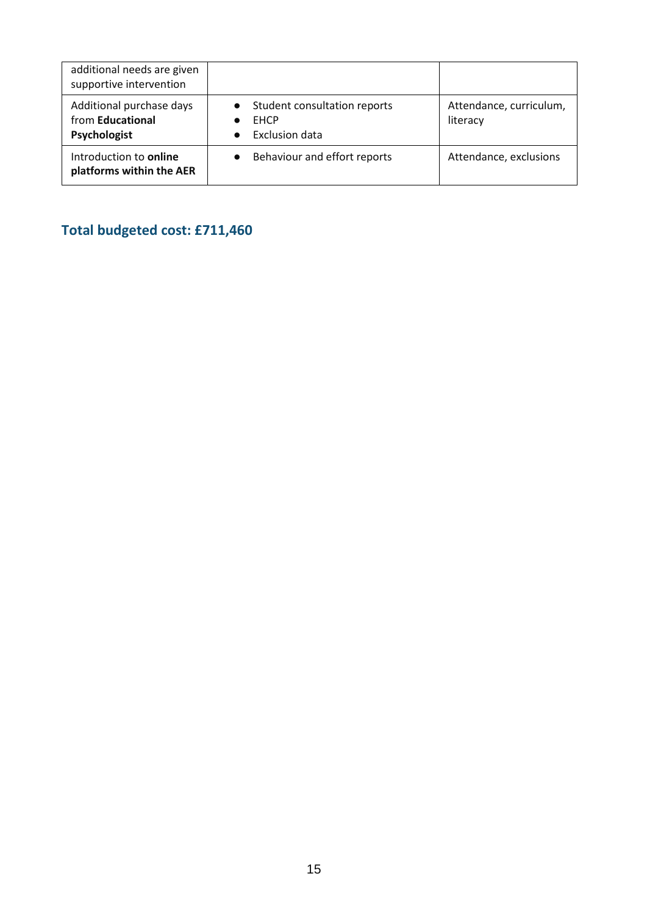| | | |
|---|---|---|
| additional needs are given supportive intervention | | |
| Additional purchase days from **Educational Psychologist** | • Student consultation reports<br>• EHCP<br>• Exclusion data | Attendance, curriculum, literacy |
| Introduction to **online platforms within the AER** | • Behaviour and effort reports | Attendance, exclusions |

## Total budgeted cost: £711,460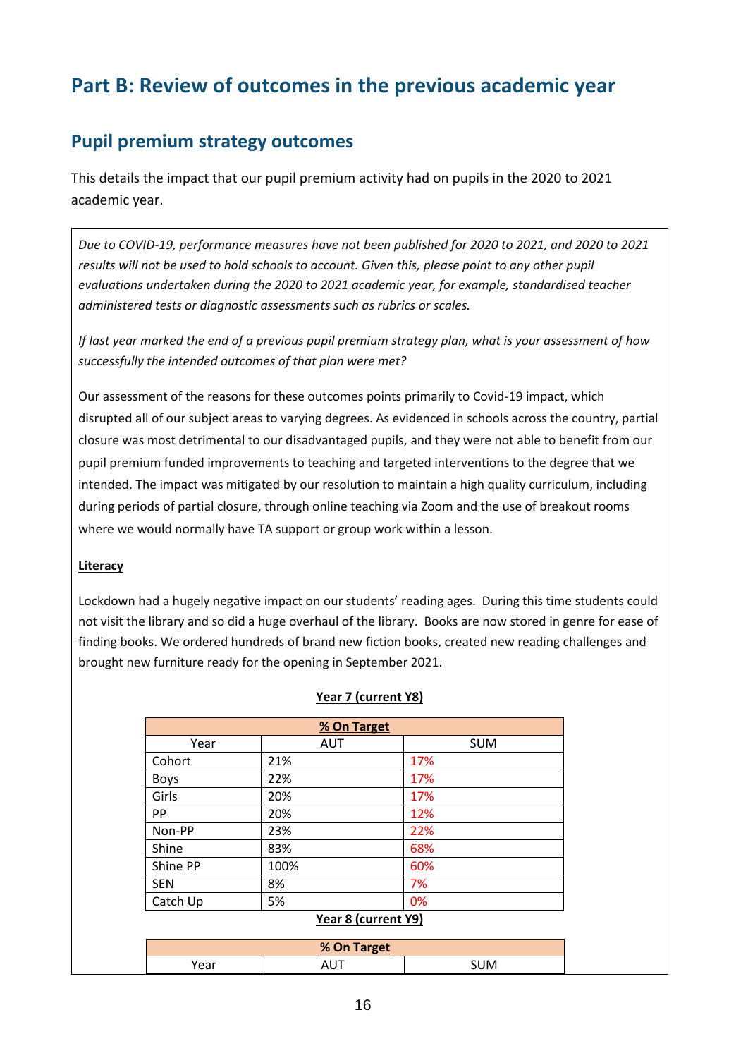# Part B: Review of outcomes in the previous academic year

## Pupil premium strategy outcomes

This details the impact that our pupil premium activity had on pupils in the 2020 to 2021 academic year.

*Due to COVID-19, performance measures have not been published for 2020 to 2021, and 2020 to 2021 results will not be used to hold schools to account. Given this, please point to any other pupil evaluations undertaken during the 2020 to 2021 academic year, for example, standardised teacher administered tests or diagnostic assessments such as rubrics or scales.*

*If last year marked the end of a previous pupil premium strategy plan, what is your assessment of how successfully the intended outcomes of that plan were met?*

Our assessment of the reasons for these outcomes points primarily to Covid-19 impact, which disrupted all of our subject areas to varying degrees. As evidenced in schools across the country, partial closure was most detrimental to our disadvantaged pupils, and they were not able to benefit from our pupil premium funded improvements to teaching and targeted interventions to the degree that we intended. The impact was mitigated by our resolution to maintain a high quality curriculum, including during periods of partial closure, through online teaching via Zoom and the use of breakout rooms where we would normally have TA support or group work within a lesson.

**Literacy**

Lockdown had a hugely negative impact on our students' reading ages. During this time students could not visit the library and so did a huge overhaul of the library. Books are now stored in genre for ease of finding books. We ordered hundreds of brand new fiction books, created new reading challenges and brought new furniture ready for the opening in September 2021.

**Year 7 (current Y8)**

| % On Target | | |
|---|---|---|
| Year | AUT | SUM |
| Cohort | 21% | 17% |
| Boys | 22% | 17% |
| Girls | 20% | 17% |
| PP | 20% | 12% |
| Non-PP | 23% | 22% |
| Shine | 83% | 68% |
| Shine PP | 100% | 60% |
| SEN | 8% | 7% |
| Catch Up | 5% | 0% |

**Year 8 (current Y9)**

| % On Target | | |
|---|---|---|
| Year | AUT | SUM |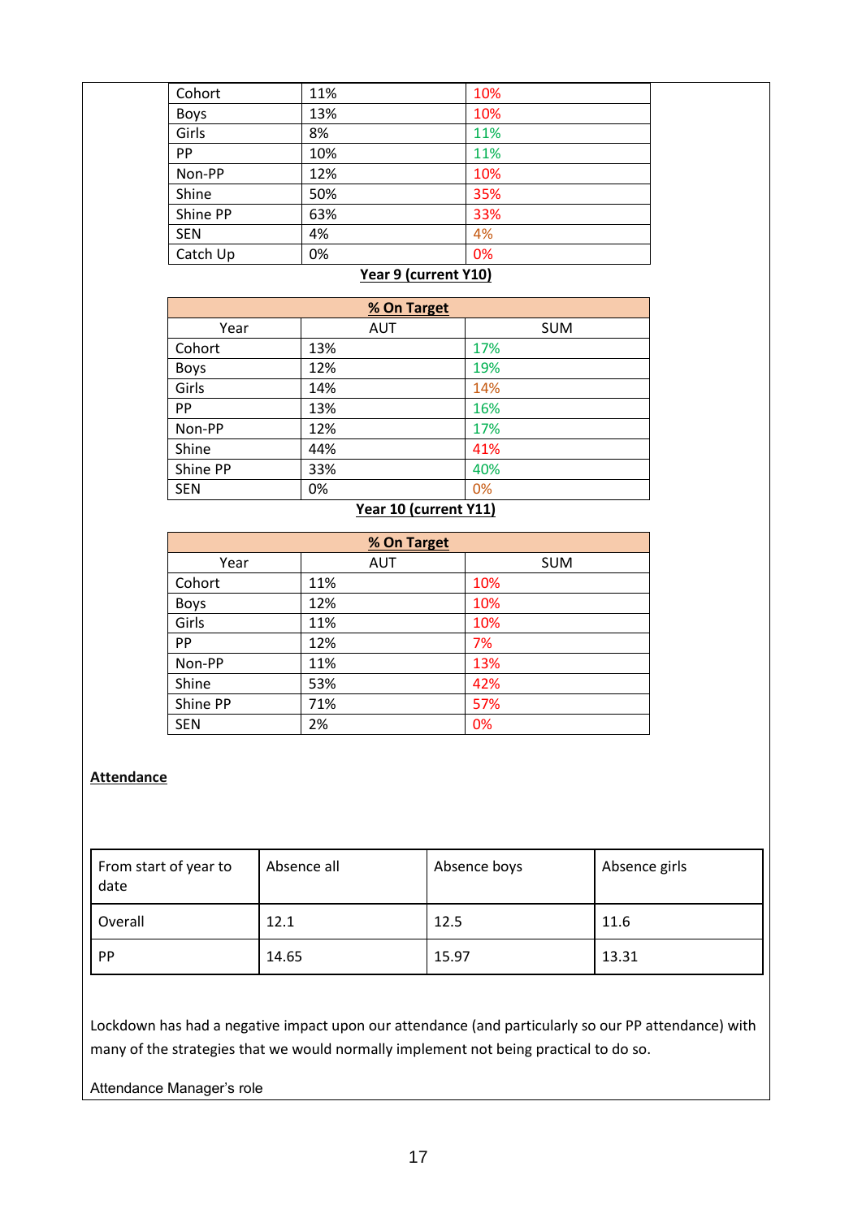| | | |
|---|---|---|
| Cohort | 11% | 10% |
| Boys | 13% | 10% |
| Girls | 8% | 11% |
| PP | 10% | 11% |
| Non-PP | 12% | 10% |
| Shine | 50% | 35% |
| Shine PP | 63% | 33% |
| SEN | 4% | 4% |
| Catch Up | 0% | 0% |

**Year 9 (current Y10)**

| **% On Target** | | |
|---|---|---|
| Year | AUT | SUM |
| Cohort | 13% | 17% |
| Boys | 12% | 19% |
| Girls | 14% | 14% |
| PP | 13% | 16% |
| Non-PP | 12% | 17% |
| Shine | 44% | 41% |
| Shine PP | 33% | 40% |
| SEN | 0% | 0% |

**Year 10 (current Y11)**

| **% On Target** | | |
|---|---|---|
| Year | AUT | SUM |
| Cohort | 11% | 10% |
| Boys | 12% | 10% |
| Girls | 11% | 10% |
| PP | 12% | 7% |
| Non-PP | 11% | 13% |
| Shine | 53% | 42% |
| Shine PP | 71% | 57% |
| SEN | 2% | 0% |

**Attendance**

| From start of year to date | Absence all | Absence boys | Absence girls |
|---|---|---|---|
| Overall | 12.1 | 12.5 | 11.6 |
| PP | 14.65 | 15.97 | 13.31 |

Lockdown has had a negative impact upon our attendance (and particularly so our PP attendance) with many of the strategies that we would normally implement not being practical to do so.

Attendance Manager's role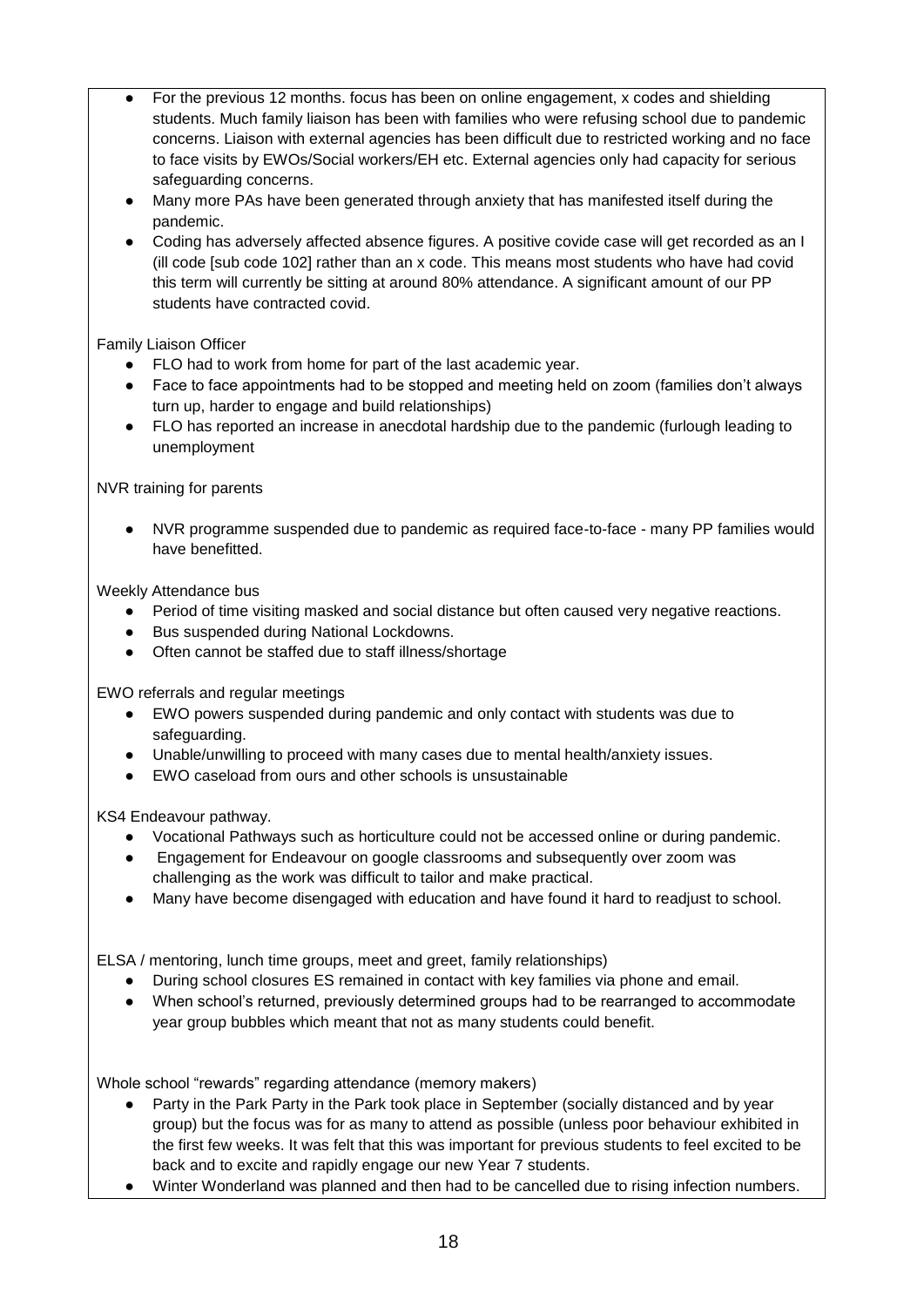- For the previous 12 months. focus has been on online engagement, x codes and shielding students. Much family liaison has been with families who were refusing school due to pandemic concerns. Liaison with external agencies has been difficult due to restricted working and no face to face visits by EWOs/Social workers/EH etc. External agencies only had capacity for serious safeguarding concerns.
- Many more PAs have been generated through anxiety that has manifested itself during the pandemic.
- Coding has adversely affected absence figures. A positive covide case will get recorded as an I (ill code [sub code 102] rather than an x code. This means most students who have had covid this term will currently be sitting at around 80% attendance. A significant amount of our PP students have contracted covid.

Family Liaison Officer

- FLO had to work from home for part of the last academic year.
- Face to face appointments had to be stopped and meeting held on zoom (families don't always turn up, harder to engage and build relationships)
- FLO has reported an increase in anecdotal hardship due to the pandemic (furlough leading to unemployment

NVR training for parents

- NVR programme suspended due to pandemic as required face-to-face - many PP families would have benefitted.

Weekly Attendance bus

- Period of time visiting masked and social distance but often caused very negative reactions.
- Bus suspended during National Lockdowns.
- Often cannot be staffed due to staff illness/shortage

EWO referrals and regular meetings

- EWO powers suspended during pandemic and only contact with students was due to safeguarding.
- Unable/unwilling to proceed with many cases due to mental health/anxiety issues.
- EWO caseload from ours and other schools is unsustainable

KS4 Endeavour pathway.

- Vocational Pathways such as horticulture could not be accessed online or during pandemic.
- Engagement for Endeavour on google classrooms and subsequently over zoom was challenging as the work was difficult to tailor and make practical.
- Many have become disengaged with education and have found it hard to readjust to school.

ELSA / mentoring, lunch time groups, meet and greet, family relationships)

- During school closures ES remained in contact with key families via phone and email.
- When school's returned, previously determined groups had to be rearranged to accommodate year group bubbles which meant that not as many students could benefit.

Whole school "rewards" regarding attendance (memory makers)

- Party in the Park Party in the Park took place in September (socially distanced and by year group) but the focus was for as many to attend as possible (unless poor behaviour exhibited in the first few weeks. It was felt that this was important for previous students to feel excited to be back and to excite and rapidly engage our new Year 7 students.
- Winter Wonderland was planned and then had to be cancelled due to rising infection numbers.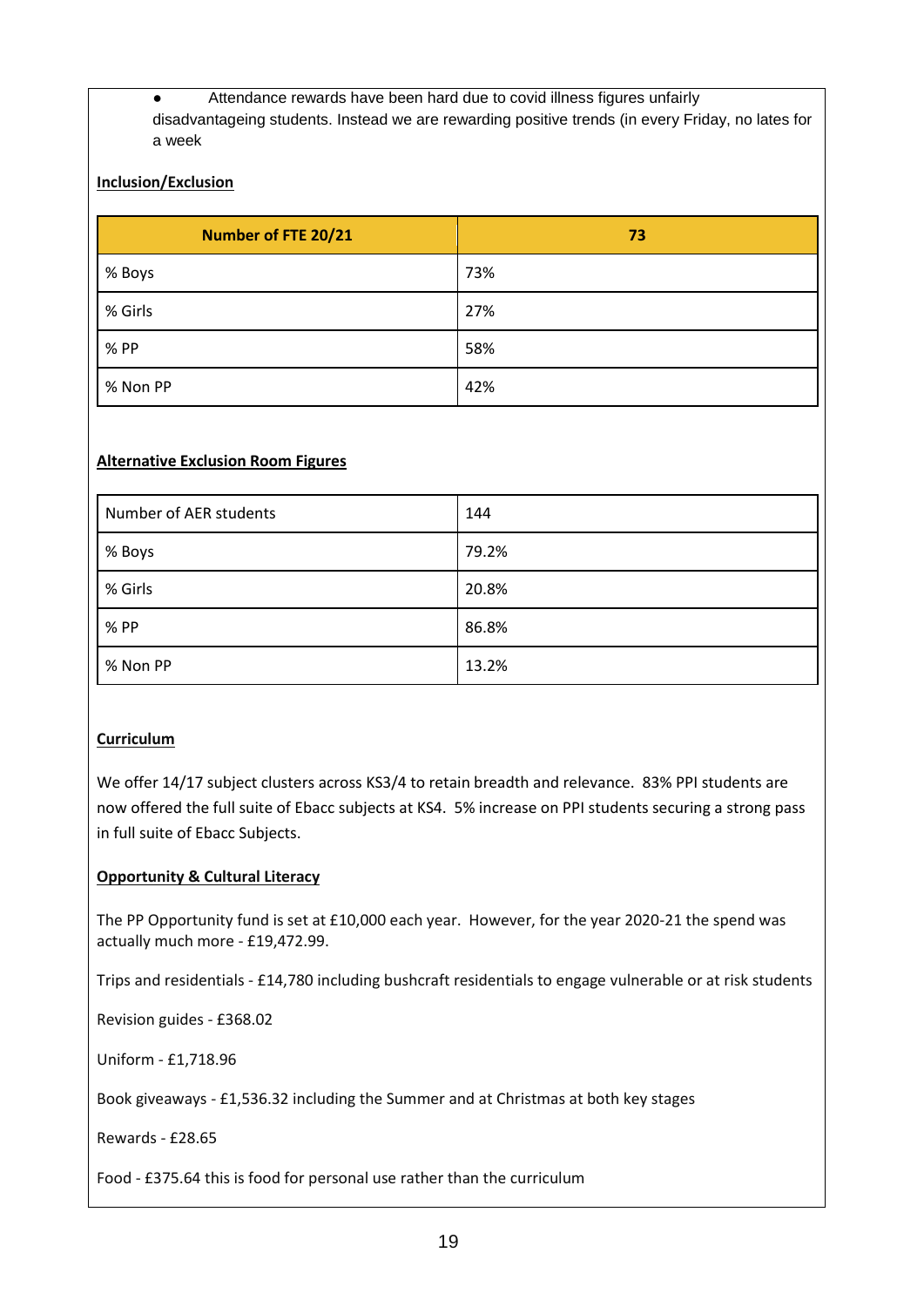- Attendance rewards have been hard due to covid illness figures unfairly disadvantageing students. Instead we are rewarding positive trends (in every Friday, no lates for a week

**Inclusion/Exclusion**

| Number of FTE 20/21 | 73 |
|---|---|
| % Boys | 73% |
| % Girls | 27% |
| % PP | 58% |
| % Non PP | 42% |

**Alternative Exclusion Room Figures**

| Number of AER students | 144 |
|---|---|
| % Boys | 79.2% |
| % Girls | 20.8% |
| % PP | 86.8% |
| % Non PP | 13.2% |

**Curriculum**

We offer 14/17 subject clusters across KS3/4 to retain breadth and relevance. 83% PPI students are now offered the full suite of Ebacc subjects at KS4. 5% increase on PPI students securing a strong pass in full suite of Ebacc Subjects.

**Opportunity & Cultural Literacy**

The PP Opportunity fund is set at £10,000 each year. However, for the year 2020-21 the spend was actually much more - £19,472.99.

Trips and residentials - £14,780 including bushcraft residentials to engage vulnerable or at risk students

Revision guides - £368.02

Uniform - £1,718.96

Book giveaways - £1,536.32 including the Summer and at Christmas at both key stages

Rewards - £28.65

Food - £375.64 this is food for personal use rather than the curriculum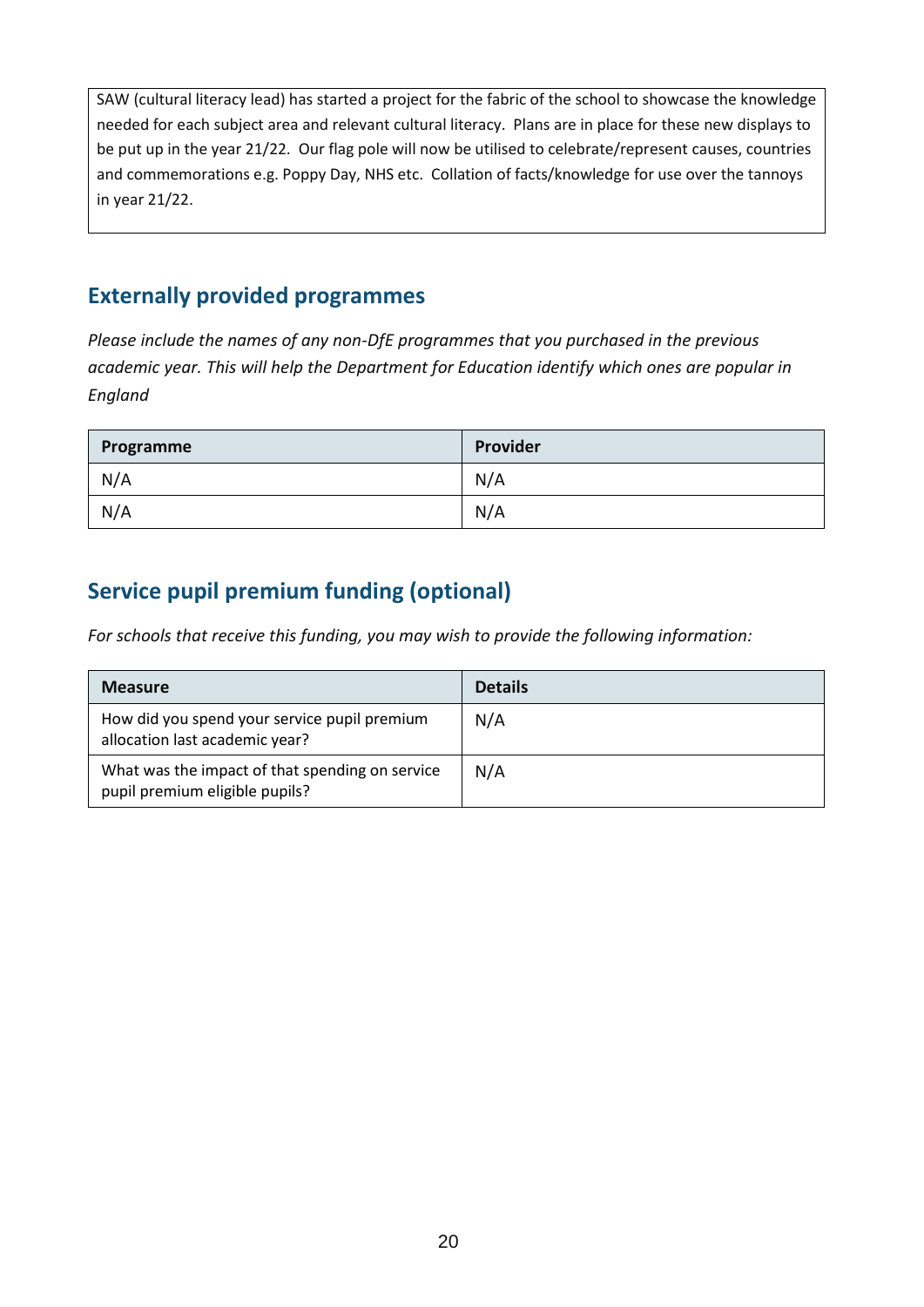SAW (cultural literacy lead) has started a project for the fabric of the school to showcase the knowledge needed for each subject area and relevant cultural literacy. Plans are in place for these new displays to be put up in the year 21/22. Our flag pole will now be utilised to celebrate/represent causes, countries and commemorations e.g. Poppy Day, NHS etc. Collation of facts/knowledge for use over the tannoys in year 21/22.

## Externally provided programmes

*Please include the names of any non-DfE programmes that you purchased in the previous academic year. This will help the Department for Education identify which ones are popular in England*

| Programme | Provider |
|---|---|
| N/A | N/A |
| N/A | N/A |

## Service pupil premium funding (optional)

*For schools that receive this funding, you may wish to provide the following information:*

| Measure | Details |
|---|---|
| How did you spend your service pupil premium allocation last academic year? | N/A |
| What was the impact of that spending on service pupil premium eligible pupils? | N/A |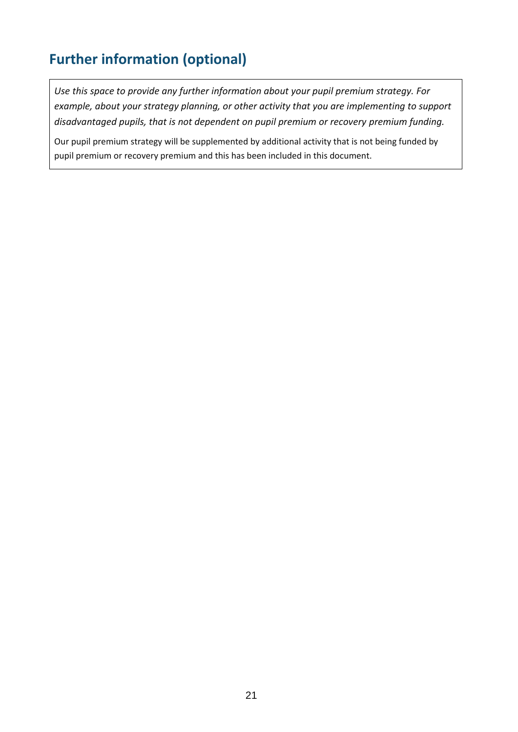## Further information (optional)

*Use this space to provide any further information about your pupil premium strategy. For example, about your strategy planning, or other activity that you are implementing to support disadvantaged pupils, that is not dependent on pupil premium or recovery premium funding.*

Our pupil premium strategy will be supplemented by additional activity that is not being funded by pupil premium or recovery premium and this has been included in this document.